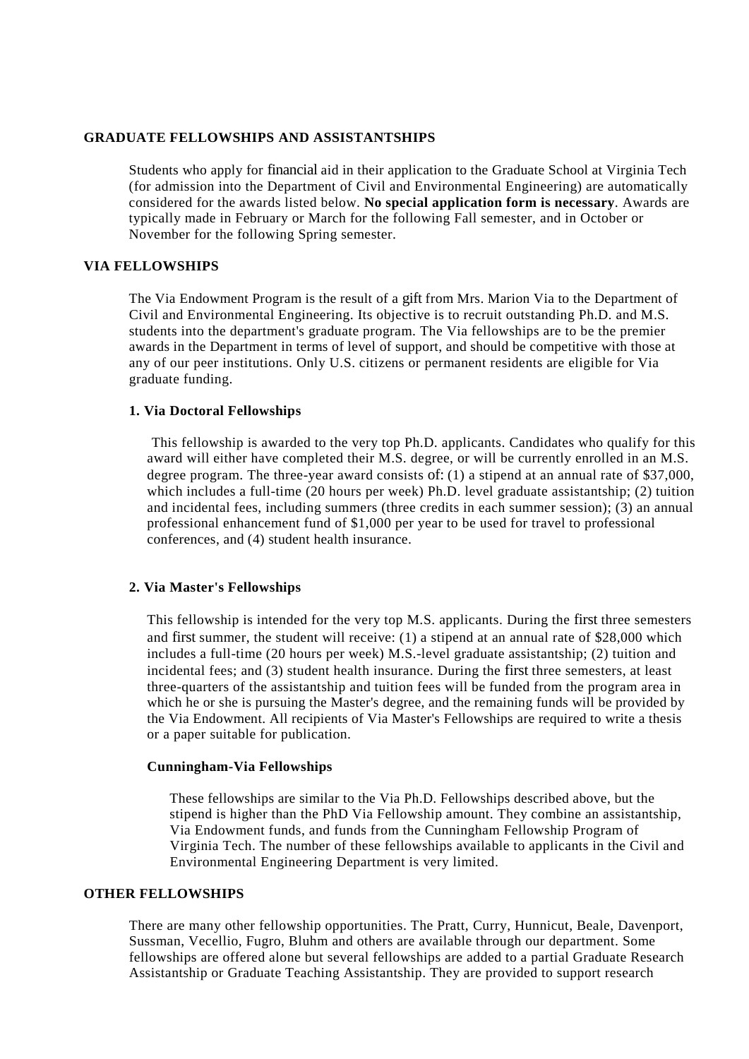## GRADUATE FELLOWSHIPS AND ASSISTANTSHIPS

Students who apply for financial aid in their application to the Graduate School at Virginia Tech (for admission into the Department of Civil and Environmental Engineering) are automatically considered for the awards listed below. **No special application form is necessary**. Awards are typically made in February or March for the following Fall semester, and in October or November for the following Spring semester.

## VIA FELLOWSHIPS

The Via Endowment Program is the result of a gift from Mrs. Marion Via to the Department of Civil and Environmental Engineering. Its objective is to recruit outstanding Ph.D. and M.S. students into the department's graduate program. The Via fellowships are to be the premier awards in the Department in terms of level of support, and should be competitive with those at any of our peer institutions. Only U.S. citizens or permanent residents are eligible for Via graduate funding.

### 1. Via Doctoral Fellowships

This fellowship is awarded to the very top Ph.D. applicants. Candidates who qualify for this award will either have completed their M.S. degree, or will be currently enrolled in an M.S. degree program. The three-year award consists of: (1) a stipend at an annual rate of $37,000, which includes a full-time (20 hours per week) Ph.D. level graduate assistantship; (2) tuition and incidental fees, including summers (three credits in each summer session); (3) an annual professional enhancement fund of $1,000 per year to be used for travel to professional conferences, and (4) student health insurance.

### 2. Via Master's Fellowships

This fellowship is intended for the very top M.S. applicants. During the first three semesters and first summer, the student will receive: (1) a stipend at an annual rate of $28,000 which includes a full-time (20 hours per week) M.S.-level graduate assistantship; (2) tuition and incidental fees; and (3) student health insurance. During the first three semesters, at least three-quarters of the assistantship and tuition fees will be funded from the program area in which he or she is pursuing the Master's degree, and the remaining funds will be provided by the Via Endowment. All recipients of Via Master's Fellowships are required to write a thesis or a paper suitable for publication.

#### Cunningham-Via Fellowships

These fellowships are similar to the Via Ph.D. Fellowships described above, but the stipend is higher than the PhD Via Fellowship amount. They combine an assistantship, Via Endowment funds, and funds from the Cunningham Fellowship Program of Virginia Tech. The number of these fellowships available to applicants in the Civil and Environmental Engineering Department is very limited.

## OTHER FELLOWSHIPS

There are many other fellowship opportunities. The Pratt, Curry, Hunnicut, Beale, Davenport, Sussman, Vecellio, Fugro, Bluhm and others are available through our department. Some fellowships are offered alone but several fellowships are added to a partial Graduate Research Assistantship or Graduate Teaching Assistantship. They are provided to support research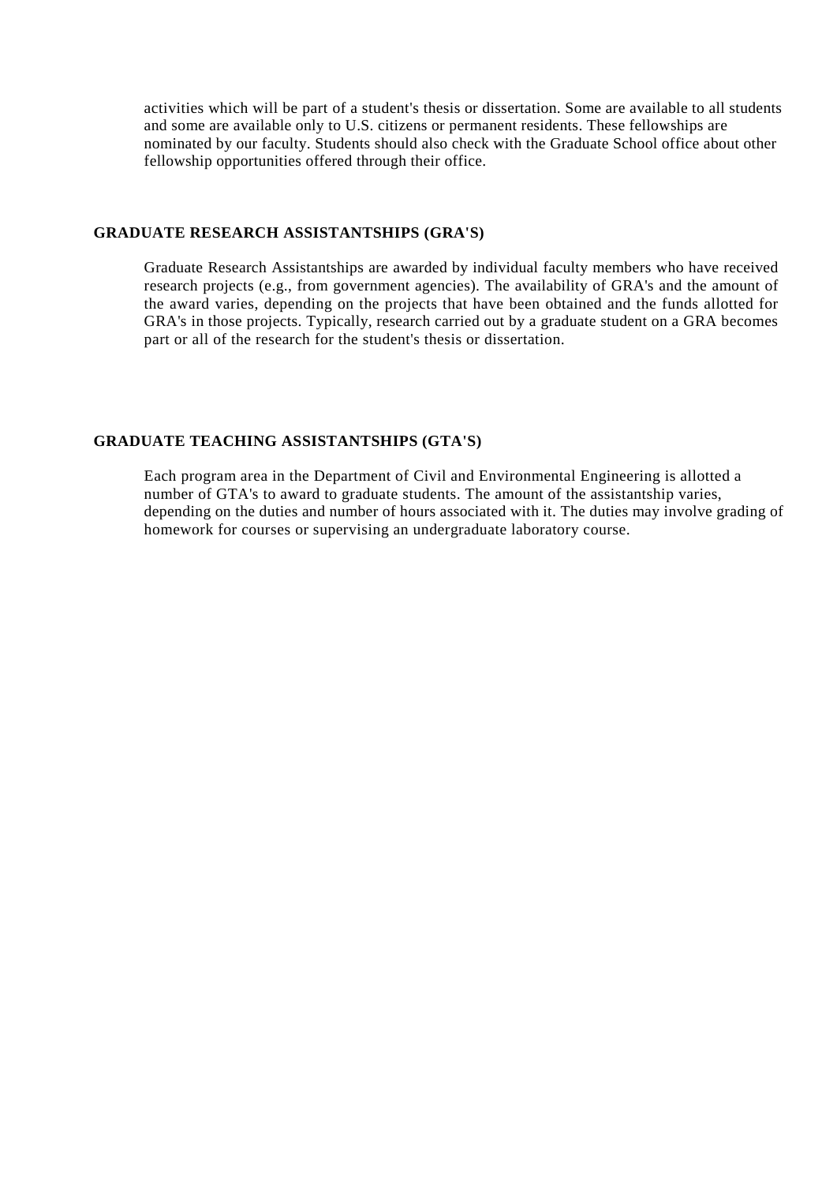activities which will be part of a student's thesis or dissertation. Some are available to all students and some are available only to U.S. citizens or permanent residents. These fellowships are nominated by our faculty. Students should also check with the Graduate School office about other fellowship opportunities offered through their office.

## GRADUATE RESEARCH ASSISTANTSHIPS (GRA'S)

Graduate Research Assistantships are awarded by individual faculty members who have received research projects (e.g., from government agencies). The availability of GRA's and the amount of the award varies, depending on the projects that have been obtained and the funds allotted for GRA's in those projects. Typically, research carried out by a graduate student on a GRA becomes part or all of the research for the student's thesis or dissertation.

## GRADUATE TEACHING ASSISTANTSHIPS (GTA'S)

Each program area in the Department of Civil and Environmental Engineering is allotted a number of GTA's to award to graduate students. The amount of the assistantship varies, depending on the duties and number of hours associated with it. The duties may involve grading of homework for courses or supervising an undergraduate laboratory course.